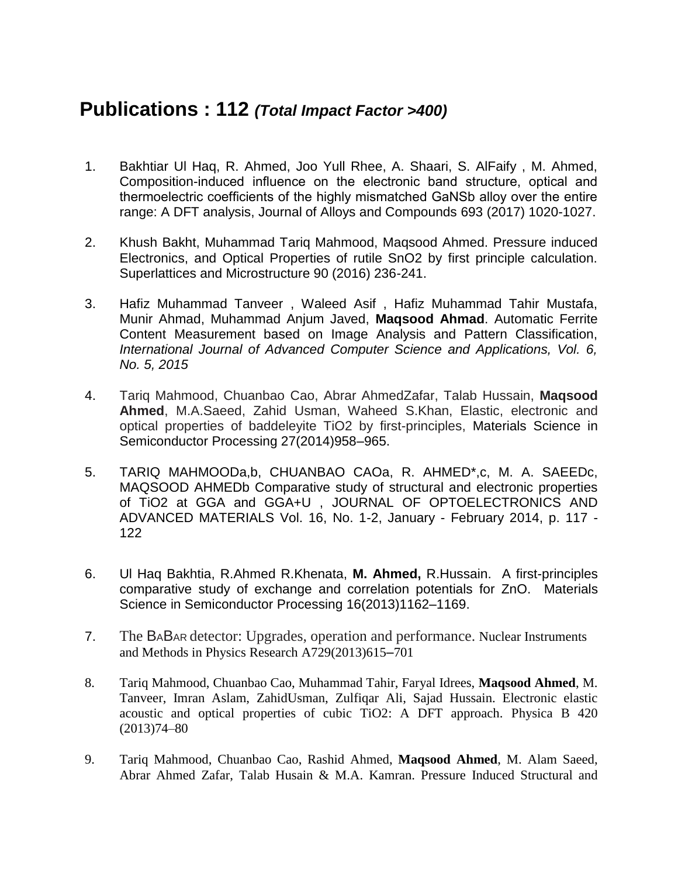## Publications : 112 *(Total Impact Factor >400)*

1. Bakhtiar Ul Haq, R. Ahmed, Joo Yull Rhee, A. Shaari, S. AlFaify , M. Ahmed, Composition-induced influence on the electronic band structure, optical and thermoelectric coefficients of the highly mismatched GaNSb alloy over the entire range: A DFT analysis, Journal of Alloys and Compounds 693 (2017) 1020-1027.

2. Khush Bakht, Muhammad Tariq Mahmood, Maqsood Ahmed. Pressure induced Electronics, and Optical Properties of rutile $SnO_2$ by first principle calculation. Superlattices and Microstructure 90 (2016) 236-241.

3. Hafiz Muhammad Tanveer , Waleed Asif , Hafiz Muhammad Tahir Mustafa, Munir Ahmad, Muhammad Anjum Javed, **Maqsood Ahmad**. Automatic Ferrite Content Measurement based on Image Analysis and Pattern Classification, *International Journal of Advanced Computer Science and Applications, Vol. 6, No. 5, 2015*

4. Tariq Mahmood, Chuanbao Cao, Abrar AhmedZafar, Talab Hussain, **Maqsood Ahmed**, M.A.Saeed, Zahid Usman, Waheed S.Khan, Elastic, electronic and optical properties of baddeleyite $TiO_2$ by first-principles, Materials Science in Semiconductor Processing 27(2014)958–965.

5. TARIQ MAHMOODa,b, CHUANBAO CAOa, R. AHMED*,c, M. A. SAEEDc, MAQSOOD AHMEDb Comparative study of structural and electronic properties of $TiO_2$ at GGA and GGA+U , JOURNAL OF OPTOELECTRONICS AND ADVANCED MATERIALS Vol. 16, No. 1-2, January - February 2014, p. 117 - 122

6. Ul Haq Bakhtia, R.Ahmed R.Khenata, **M. Ahmed,** R.Hussain. A first-principles comparative study of exchange and correlation potentials for ZnO. Materials Science in Semiconductor Processing 16(2013)1162–1169.

7. The BABAR detector: Upgrades, operation and performance. Nuclear Instruments and Methods in Physics Research A729(2013)615–701

8. Tariq Mahmood, Chuanbao Cao, Muhammad Tahir, Faryal Idrees, **Maqsood Ahmed**, M. Tanveer, Imran Aslam, ZahidUsman, Zulfiqar Ali, Sajad Hussain. Electronic elastic acoustic and optical properties of cubic $TiO_2$: A DFT approach. Physica B 420 (2013)74–80

9. Tariq Mahmood, Chuanbao Cao, Rashid Ahmed, **Maqsood Ahmed**, M. Alam Saeed, Abrar Ahmed Zafar, Talab Husain & M.A. Kamran. Pressure Induced Structural and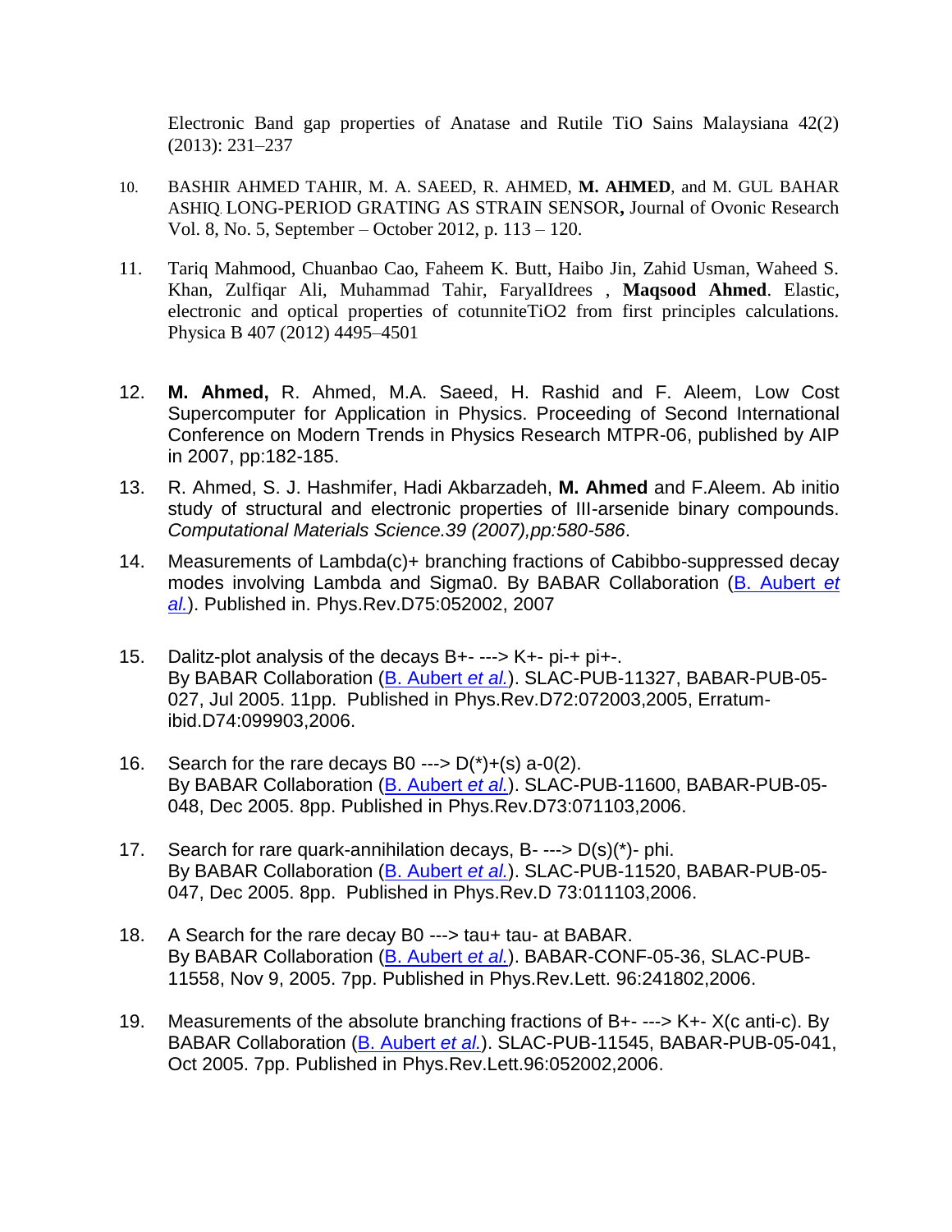Electronic Band gap properties of Anatase and Rutile TiO Sains Malaysiana 42(2) (2013): 231–237

10. BASHIR AHMED TAHIR, M. A. SAEED, R. AHMED, **M. AHMED**, and M. GUL BAHAR ASHIQ. LONG-PERIOD GRATING AS STRAIN SENSOR**,** Journal of Ovonic Research Vol. 8, No. 5, September – October 2012, p. 113 – 120.

11. Tariq Mahmood, Chuanbao Cao, Faheem K. Butt, Haibo Jin, Zahid Usman, Waheed S. Khan, Zulfiqar Ali, Muhammad Tahir, FaryalIdrees , **Maqsood Ahmed**. Elastic, electronic and optical properties of cotunnite$TiO_2$ from first principles calculations. Physica B 407 (2012) 4495–4501

12. **M. Ahmed,** R. Ahmed, M.A. Saeed, H. Rashid and F. Aleem, Low Cost Supercomputer for Application in Physics. Proceeding of Second International Conference on Modern Trends in Physics Research MTPR-06, published by AIP in 2007, pp:182-185.

13. R. Ahmed, S. J. Hashmifer, Hadi Akbarzadeh, **M. Ahmed** and F.Aleem. Ab initio study of structural and electronic properties of III-arsenide binary compounds. *Computational Materials Science.39 (2007),pp:580-586*.

14. Measurements of Lambda(c)+ branching fractions of Cabibbo-suppressed decay modes involving Lambda and Sigma0. By BABAR Collaboration (B. Aubert *et al.*). Published in. Phys.Rev.D75:052002, 2007

15. Dalitz-plot analysis of the decays B+- ---> K+- pi-+ pi+-. By BABAR Collaboration (B. Aubert *et al.*). SLAC-PUB-11327, BABAR-PUB-05-027, Jul 2005. 11pp. Published in Phys.Rev.D72:072003,2005, Erratum-ibid.D74:099903,2006.

16. Search for the rare decays B0 ---> D(*)+(s) a-0(2). By BABAR Collaboration (B. Aubert *et al.*). SLAC-PUB-11600, BABAR-PUB-05-048, Dec 2005. 8pp. Published in Phys.Rev.D73:071103,2006.

17. Search for rare quark-annihilation decays, B- ---> D(s)(*)- phi. By BABAR Collaboration (B. Aubert *et al.*). SLAC-PUB-11520, BABAR-PUB-05-047, Dec 2005. 8pp. Published in Phys.Rev.D 73:011103,2006.

18. A Search for the rare decay B0 ---> tau+ tau- at BABAR. By BABAR Collaboration (B. Aubert *et al.*). BABAR-CONF-05-36, SLAC-PUB-11558, Nov 9, 2005. 7pp. Published in Phys.Rev.Lett. 96:241802,2006.

19. Measurements of the absolute branching fractions of B+- ---> K+- X(c anti-c). By BABAR Collaboration (B. Aubert *et al.*). SLAC-PUB-11545, BABAR-PUB-05-041, Oct 2005. 7pp. Published in Phys.Rev.Lett.96:052002,2006.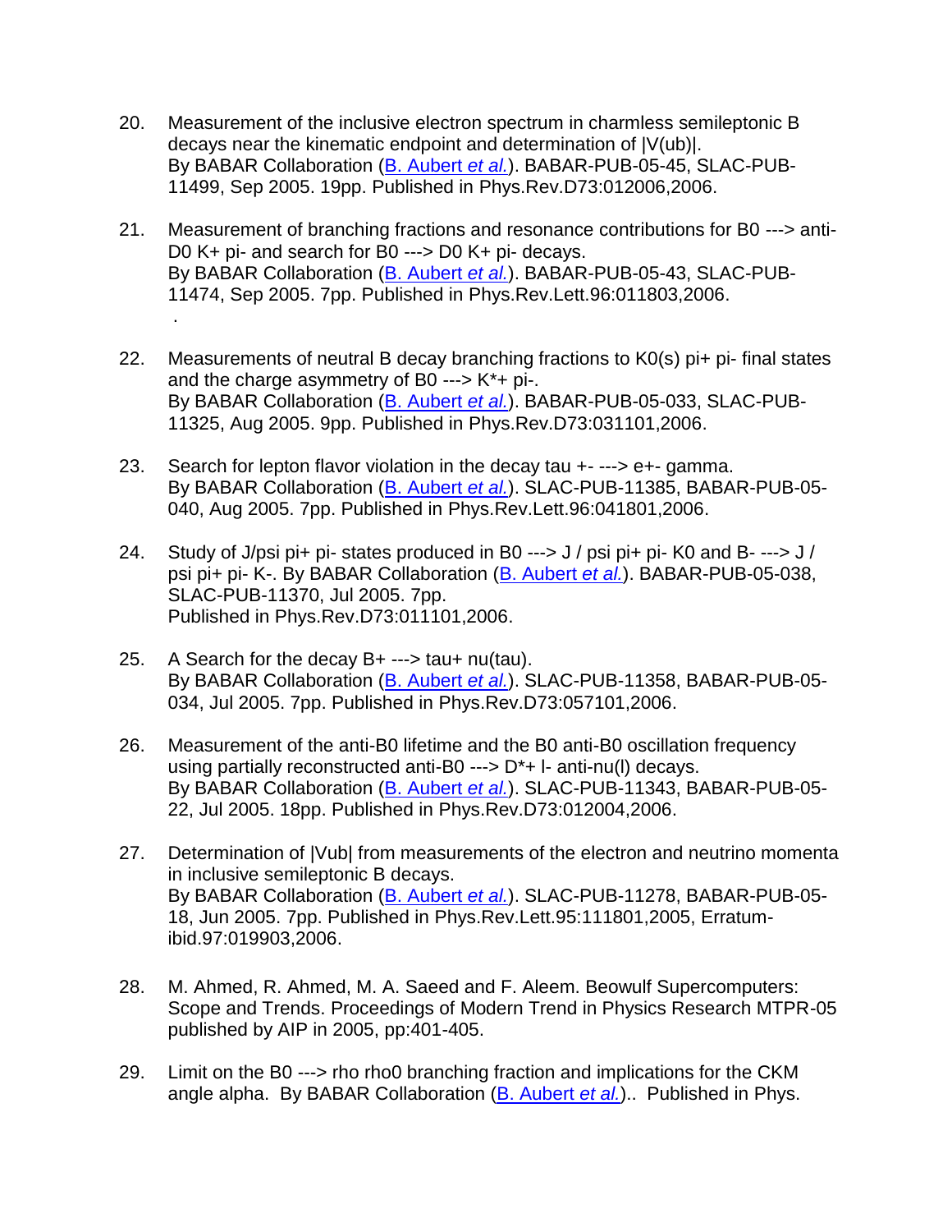20. Measurement of the inclusive electron spectrum in charmless semileptonic B decays near the kinematic endpoint and determination of |V(ub)|.
By BABAR Collaboration (B. Aubert *et al.*). BABAR-PUB-05-45, SLAC-PUB-11499, Sep 2005. 19pp. Published in Phys.Rev.D73:012006,2006.

21. Measurement of branching fractions and resonance contributions for B0 ---> anti-D0 K+ pi- and search for B0 ---> D0 K+ pi- decays.
By BABAR Collaboration (B. Aubert *et al.*). BABAR-PUB-05-43, SLAC-PUB-11474, Sep 2005. 7pp. Published in Phys.Rev.Lett.96:011803,2006.
.

22. Measurements of neutral B decay branching fractions to K0(s) pi+ pi- final states and the charge asymmetry of B0 ---> K*+ pi-.
By BABAR Collaboration (B. Aubert *et al.*). BABAR-PUB-05-033, SLAC-PUB-11325, Aug 2005. 9pp. Published in Phys.Rev.D73:031101,2006.

23. Search for lepton flavor violation in the decay tau +- ---> e+- gamma.
By BABAR Collaboration (B. Aubert *et al.*). SLAC-PUB-11385, BABAR-PUB-05-040, Aug 2005. 7pp. Published in Phys.Rev.Lett.96:041801,2006.

24. Study of J/psi pi+ pi- states produced in B0 ---> J / psi pi+ pi- K0 and B- ---> J / psi pi+ pi- K-. By BABAR Collaboration (B. Aubert *et al.*). BABAR-PUB-05-038, SLAC-PUB-11370, Jul 2005. 7pp.
Published in Phys.Rev.D73:011101,2006.

25. A Search for the decay B+ ---> tau+ nu(tau).
By BABAR Collaboration (B. Aubert *et al.*). SLAC-PUB-11358, BABAR-PUB-05-034, Jul 2005. 7pp. Published in Phys.Rev.D73:057101,2006.

26. Measurement of the anti-B0 lifetime and the B0 anti-B0 oscillation frequency using partially reconstructed anti-B0 ---> D*+ l- anti-nu(l) decays.
By BABAR Collaboration (B. Aubert *et al.*). SLAC-PUB-11343, BABAR-PUB-05-22, Jul 2005. 18pp. Published in Phys.Rev.D73:012004,2006.

27. Determination of |Vub| from measurements of the electron and neutrino momenta in inclusive semileptonic B decays.
By BABAR Collaboration (B. Aubert *et al.*). SLAC-PUB-11278, BABAR-PUB-05-18, Jun 2005. 7pp. Published in Phys.Rev.Lett.95:111801,2005, Erratum-ibid.97:019903,2006.

28. M. Ahmed, R. Ahmed, M. A. Saeed and F. Aleem. Beowulf Supercomputers: Scope and Trends. Proceedings of Modern Trend in Physics Research MTPR-05 published by AIP in 2005, pp:401-405.

29. Limit on the B0 ---> rho rho0 branching fraction and implications for the CKM angle alpha. By BABAR Collaboration (B. Aubert *et al.*).. Published in Phys.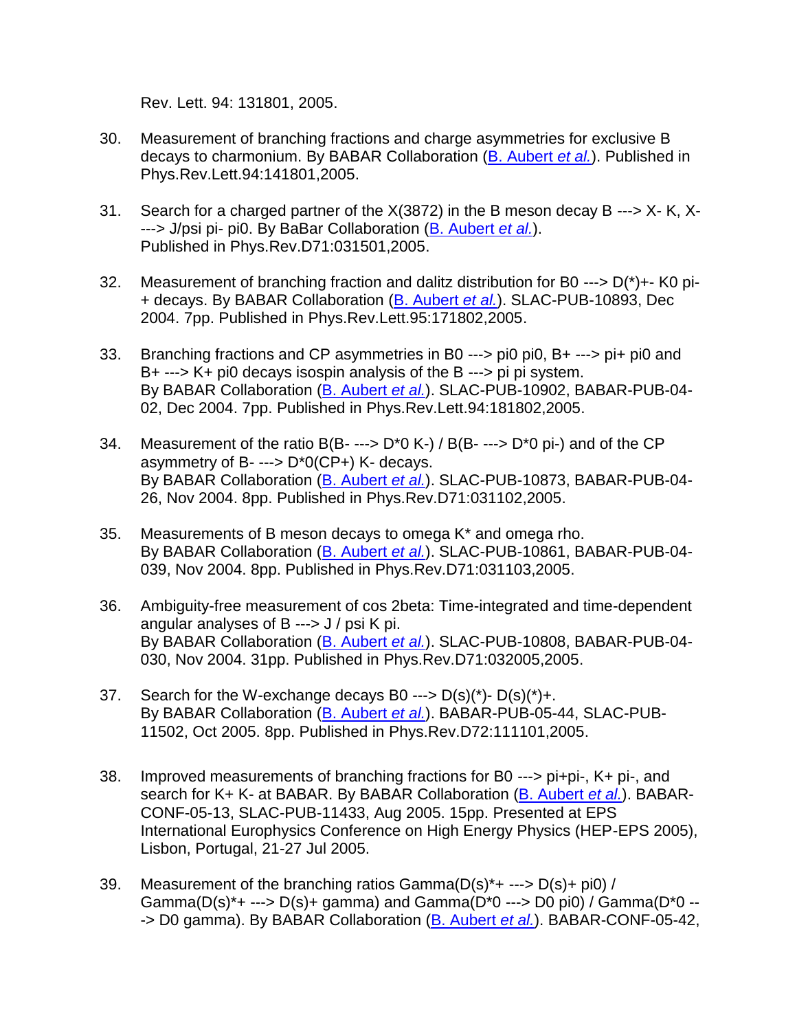Rev. Lett. 94: 131801, 2005.

30. Measurement of branching fractions and charge asymmetries for exclusive B decays to charmonium. By BABAR Collaboration (B. Aubert *et al.*). Published in Phys.Rev.Lett.94:141801,2005.

31. Search for a charged partner of the X(3872) in the B meson decay B ---> X- K, X- ---> J/psi pi- pi0. By BaBar Collaboration (B. Aubert *et al.*). Published in Phys.Rev.D71:031501,2005.

32. Measurement of branching fraction and dalitz distribution for B0 ---> D(*)+- K0 pi-+ decays. By BABAR Collaboration (B. Aubert *et al.*). SLAC-PUB-10893, Dec 2004. 7pp. Published in Phys.Rev.Lett.95:171802,2005.

33. Branching fractions and CP asymmetries in B0 ---> pi0 pi0, B+ ---> pi+ pi0 and B+ ---> K+ pi0 decays isospin analysis of the B ---> pi pi system. By BABAR Collaboration (B. Aubert *et al.*). SLAC-PUB-10902, BABAR-PUB-04-02, Dec 2004. 7pp. Published in Phys.Rev.Lett.94:181802,2005.

34. Measurement of the ratio B(B- ---> D*0 K-) / B(B- ---> D*0 pi-) and of the CP asymmetry of B- ---> D*0(CP+) K- decays. By BABAR Collaboration (B. Aubert *et al.*). SLAC-PUB-10873, BABAR-PUB-04-26, Nov 2004. 8pp. Published in Phys.Rev.D71:031102,2005.

35. Measurements of B meson decays to omega K* and omega rho. By BABAR Collaboration (B. Aubert *et al.*). SLAC-PUB-10861, BABAR-PUB-04-039, Nov 2004. 8pp. Published in Phys.Rev.D71:031103,2005.

36. Ambiguity-free measurement of cos 2beta: Time-integrated and time-dependent angular analyses of B ---> J / psi K pi. By BABAR Collaboration (B. Aubert *et al.*). SLAC-PUB-10808, BABAR-PUB-04-030, Nov 2004. 31pp. Published in Phys.Rev.D71:032005,2005.

37. Search for the W-exchange decays B0 ---> D(s)(*)- D(s)(*)+. By BABAR Collaboration (B. Aubert *et al.*). BABAR-PUB-05-44, SLAC-PUB-11502, Oct 2005. 8pp. Published in Phys.Rev.D72:111101,2005.

38. Improved measurements of branching fractions for B0 ---> pi+pi-, K+ pi-, and search for K+ K- at BABAR. By BABAR Collaboration (B. Aubert *et al.*). BABAR-CONF-05-13, SLAC-PUB-11433, Aug 2005. 15pp. Presented at EPS International Europhysics Conference on High Energy Physics (HEP-EPS 2005), Lisbon, Portugal, 21-27 Jul 2005.

39. Measurement of the branching ratios Gamma(D(s)*+ ---> D(s)+ pi0) / Gamma(D(s)*+ ---> D(s)+ gamma) and Gamma(D*0 ---> D0 pi0) / Gamma(D*0 ---> D0 gamma). By BABAR Collaboration (B. Aubert *et al.*). BABAR-CONF-05-42,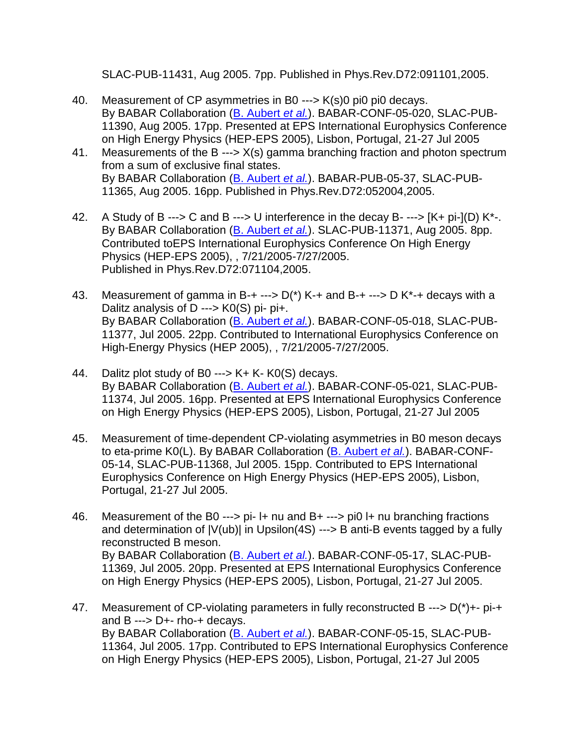SLAC-PUB-11431, Aug 2005. 7pp. Published in Phys.Rev.D72:091101,2005.

40. Measurement of CP asymmetries in B0 ---> K(s)0 pi0 pi0 decays.
By BABAR Collaboration (B. Aubert *et al.*). BABAR-CONF-05-020, SLAC-PUB-11390, Aug 2005. 17pp. Presented at EPS International Europhysics Conference on High Energy Physics (HEP-EPS 2005), Lisbon, Portugal, 21-27 Jul 2005

41. Measurements of the B ---> X(s) gamma branching fraction and photon spectrum from a sum of exclusive final states.
By BABAR Collaboration (B. Aubert *et al.*). BABAR-PUB-05-37, SLAC-PUB-11365, Aug 2005. 16pp. Published in Phys.Rev.D72:052004,2005.

42. A Study of B ---> C and B ---> U interference in the decay B- ---> [K+ pi-](D) K*-.
By BABAR Collaboration (B. Aubert *et al.*). SLAC-PUB-11371, Aug 2005. 8pp. Contributed toEPS International Europhysics Conference On High Energy Physics (HEP-EPS 2005), , 7/21/2005-7/27/2005.
Published in Phys.Rev.D72:071104,2005.

43. Measurement of gamma in B-+ ---> D(*) K-+ and B-+ ---> D K*-+ decays with a Dalitz analysis of D ---> K0(S) pi- pi+.
By BABAR Collaboration (B. Aubert *et al.*). BABAR-CONF-05-018, SLAC-PUB-11377, Jul 2005. 22pp. Contributed to International Europhysics Conference on High-Energy Physics (HEP 2005), , 7/21/2005-7/27/2005.

44. Dalitz plot study of B0 ---> K+ K- K0(S) decays.
By BABAR Collaboration (B. Aubert *et al.*). BABAR-CONF-05-021, SLAC-PUB-11374, Jul 2005. 16pp. Presented at EPS International Europhysics Conference on High Energy Physics (HEP-EPS 2005), Lisbon, Portugal, 21-27 Jul 2005

45. Measurement of time-dependent CP-violating asymmetries in B0 meson decays to eta-prime K0(L). By BABAR Collaboration (B. Aubert *et al.*). BABAR-CONF-05-14, SLAC-PUB-11368, Jul 2005. 15pp. Contributed to EPS International Europhysics Conference on High Energy Physics (HEP-EPS 2005), Lisbon, Portugal, 21-27 Jul 2005.

46. Measurement of the B0 ---> pi- l+ nu and B+ ---> pi0 l+ nu branching fractions and determination of |V(ub)| in Upsilon(4S) ---> B anti-B events tagged by a fully reconstructed B meson.
By BABAR Collaboration (B. Aubert *et al.*). BABAR-CONF-05-17, SLAC-PUB-11369, Jul 2005. 20pp. Presented at EPS International Europhysics Conference on High Energy Physics (HEP-EPS 2005), Lisbon, Portugal, 21-27 Jul 2005.

47. Measurement of CP-violating parameters in fully reconstructed B ---> D(*)+- pi-+ and B ---> D+- rho-+ decays.
By BABAR Collaboration (B. Aubert *et al.*). BABAR-CONF-05-15, SLAC-PUB-11364, Jul 2005. 17pp. Contributed to EPS International Europhysics Conference on High Energy Physics (HEP-EPS 2005), Lisbon, Portugal, 21-27 Jul 2005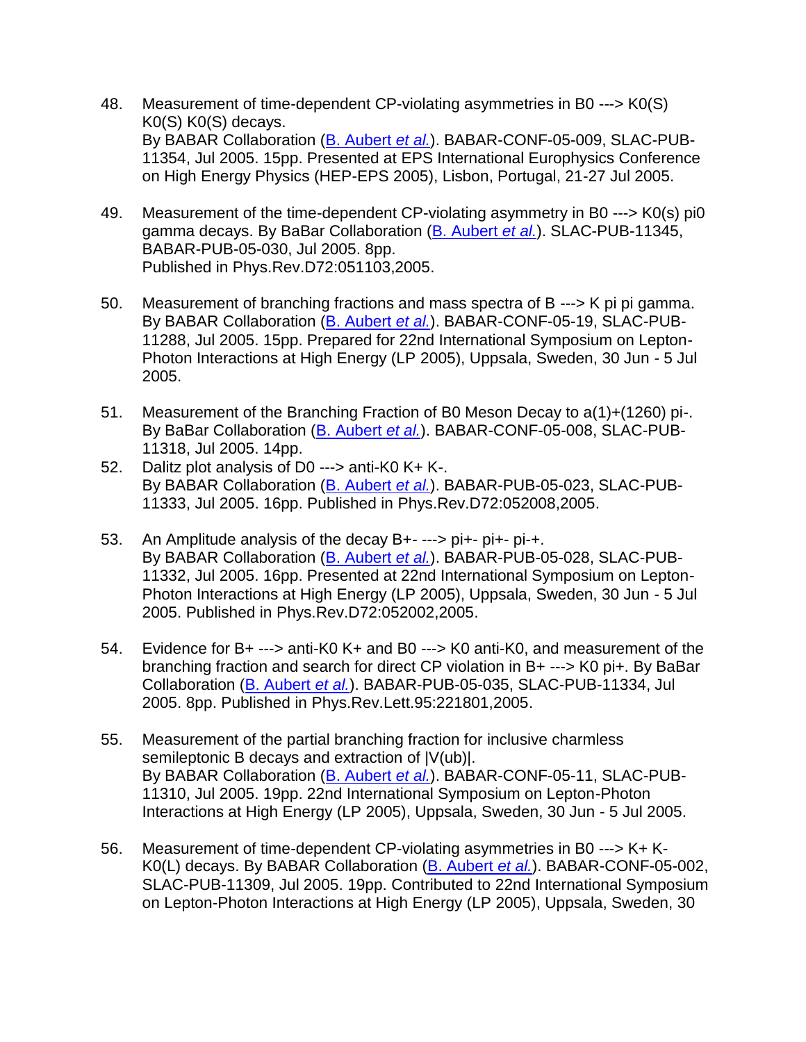48. Measurement of time-dependent CP-violating asymmetries in B0 ---> K0(S) K0(S) K0(S) decays.
By BABAR Collaboration ([B. Aubert *et al.*]). BABAR-CONF-05-009, SLAC-PUB-11354, Jul 2005. 15pp. Presented at EPS International Europhysics Conference on High Energy Physics (HEP-EPS 2005), Lisbon, Portugal, 21-27 Jul 2005.

49. Measurement of the time-dependent CP-violating asymmetry in B0 ---> K0(s) pi0 gamma decays. By BaBar Collaboration ([B. Aubert *et al.*]). SLAC-PUB-11345, BABAR-PUB-05-030, Jul 2005. 8pp.
Published in Phys.Rev.D72:051103,2005.

50. Measurement of branching fractions and mass spectra of B ---> K pi pi gamma.
By BABAR Collaboration ([B. Aubert *et al.*]). BABAR-CONF-05-19, SLAC-PUB-11288, Jul 2005. 15pp. Prepared for 22nd International Symposium on Lepton-Photon Interactions at High Energy (LP 2005), Uppsala, Sweden, 30 Jun - 5 Jul 2005.

51. Measurement of the Branching Fraction of B0 Meson Decay to a(1)+(1260) pi-.
By BaBar Collaboration ([B. Aubert *et al.*]). BABAR-CONF-05-008, SLAC-PUB-11318, Jul 2005. 14pp.

52. Dalitz plot analysis of D0 ---> anti-K0 K+ K-.
By BABAR Collaboration ([B. Aubert *et al.*]). BABAR-PUB-05-023, SLAC-PUB-11333, Jul 2005. 16pp. Published in Phys.Rev.D72:052008,2005.

53. An Amplitude analysis of the decay B+- ---> pi+- pi+- pi-+.
By BABAR Collaboration ([B. Aubert *et al.*]). BABAR-PUB-05-028, SLAC-PUB-11332, Jul 2005. 16pp. Presented at 22nd International Symposium on Lepton-Photon Interactions at High Energy (LP 2005), Uppsala, Sweden, 30 Jun - 5 Jul 2005. Published in Phys.Rev.D72:052002,2005.

54. Evidence for B+ ---> anti-K0 K+ and B0 ---> K0 anti-K0, and measurement of the branching fraction and search for direct CP violation in B+ ---> K0 pi+. By BaBar Collaboration ([B. Aubert *et al.*]). BABAR-PUB-05-035, SLAC-PUB-11334, Jul 2005. 8pp. Published in Phys.Rev.Lett.95:221801,2005.

55. Measurement of the partial branching fraction for inclusive charmless semileptonic B decays and extraction of |V(ub)|.
By BABAR Collaboration ([B. Aubert *et al.*]). BABAR-CONF-05-11, SLAC-PUB-11310, Jul 2005. 19pp. 22nd International Symposium on Lepton-Photon Interactions at High Energy (LP 2005), Uppsala, Sweden, 30 Jun - 5 Jul 2005.

56. Measurement of time-dependent CP-violating asymmetries in B0 ---> K+ K- K0(L) decays. By BABAR Collaboration ([B. Aubert *et al.*]). BABAR-CONF-05-002, SLAC-PUB-11309, Jul 2005. 19pp. Contributed to 22nd International Symposium on Lepton-Photon Interactions at High Energy (LP 2005), Uppsala, Sweden, 30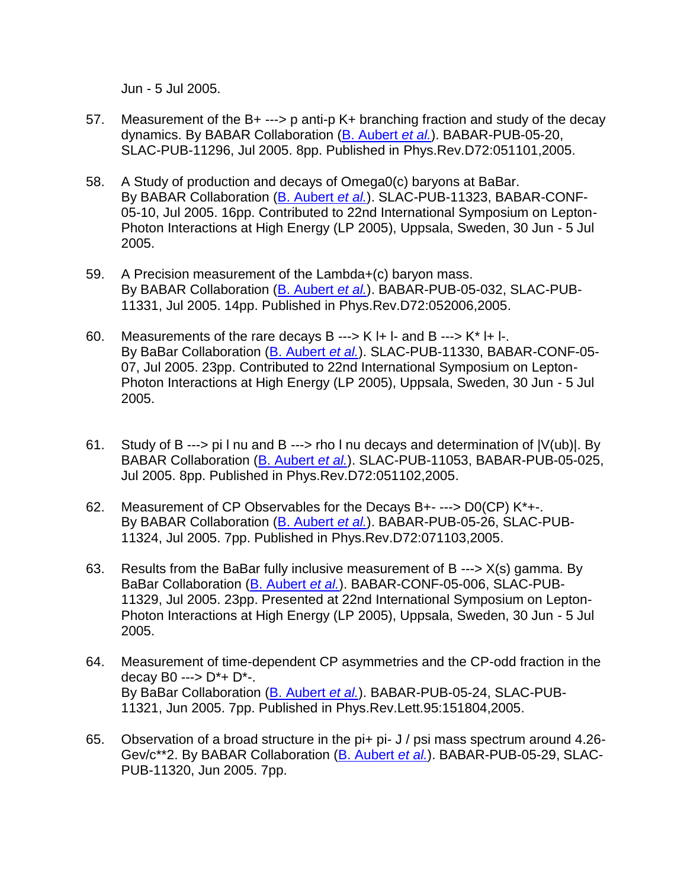Jun - 5 Jul 2005.

57. Measurement of the B+ ---> p anti-p K+ branching fraction and study of the decay dynamics. By BABAR Collaboration (B. Aubert *et al.*). BABAR-PUB-05-20, SLAC-PUB-11296, Jul 2005. 8pp. Published in Phys.Rev.D72:051101,2005.

58. A Study of production and decays of Omega0(c) baryons at BaBar. By BABAR Collaboration (B. Aubert *et al.*). SLAC-PUB-11323, BABAR-CONF-05-10, Jul 2005. 16pp. Contributed to 22nd International Symposium on Lepton-Photon Interactions at High Energy (LP 2005), Uppsala, Sweden, 30 Jun - 5 Jul 2005.

59. A Precision measurement of the Lambda+(c) baryon mass. By BABAR Collaboration (B. Aubert *et al.*). BABAR-PUB-05-032, SLAC-PUB-11331, Jul 2005. 14pp. Published in Phys.Rev.D72:052006,2005.

60. Measurements of the rare decays B ---> K l+ l- and B ---> K* l+ l-. By BaBar Collaboration (B. Aubert *et al.*). SLAC-PUB-11330, BABAR-CONF-05-07, Jul 2005. 23pp. Contributed to 22nd International Symposium on Lepton-Photon Interactions at High Energy (LP 2005), Uppsala, Sweden, 30 Jun - 5 Jul 2005.

61. Study of B ---> pi l nu and B ---> rho l nu decays and determination of |V(ub)|. By BABAR Collaboration (B. Aubert *et al.*). SLAC-PUB-11053, BABAR-PUB-05-025, Jul 2005. 8pp. Published in Phys.Rev.D72:051102,2005.

62. Measurement of CP Observables for the Decays B+- ---> D0(CP) K*+-. By BABAR Collaboration (B. Aubert *et al.*). BABAR-PUB-05-26, SLAC-PUB-11324, Jul 2005. 7pp. Published in Phys.Rev.D72:071103,2005.

63. Results from the BaBar fully inclusive measurement of B ---> X(s) gamma. By BaBar Collaboration (B. Aubert *et al.*). BABAR-CONF-05-006, SLAC-PUB-11329, Jul 2005. 23pp. Presented at 22nd International Symposium on Lepton-Photon Interactions at High Energy (LP 2005), Uppsala, Sweden, 30 Jun - 5 Jul 2005.

64. Measurement of time-dependent CP asymmetries and the CP-odd fraction in the decay B0 ---> D*+ D*-. By BaBar Collaboration (B. Aubert *et al.*). BABAR-PUB-05-24, SLAC-PUB-11321, Jun 2005. 7pp. Published in Phys.Rev.Lett.95:151804,2005.

65. Observation of a broad structure in the pi+ pi- J / psi mass spectrum around 4.26-Gev/c**2. By BABAR Collaboration (B. Aubert *et al.*). BABAR-PUB-05-29, SLAC-PUB-11320, Jun 2005. 7pp.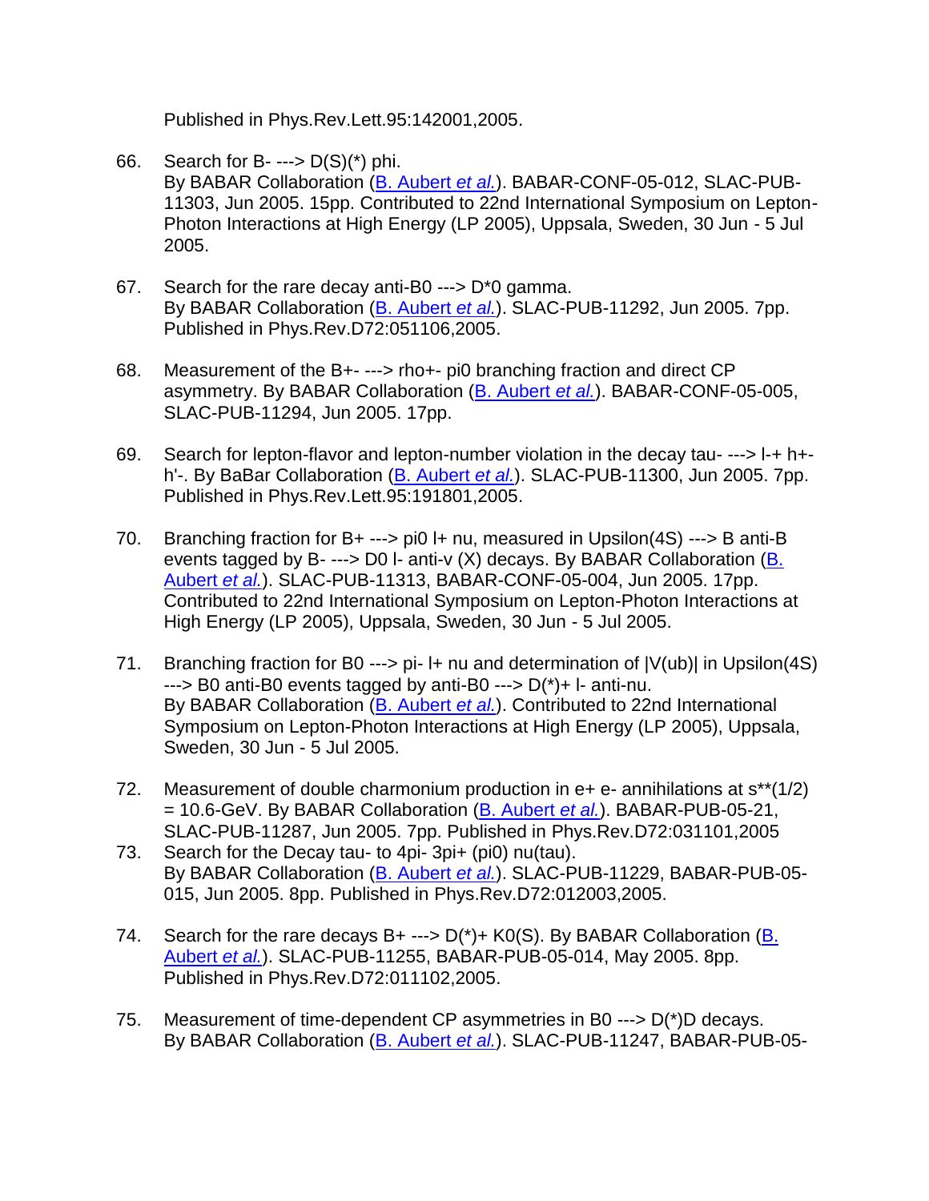Published in Phys.Rev.Lett.95:142001,2005.

66. Search for B- ---> D(S)(*) phi.
    By BABAR Collaboration (B. Aubert *et al.*). BABAR-CONF-05-012, SLAC-PUB-11303, Jun 2005. 15pp. Contributed to 22nd International Symposium on Lepton-Photon Interactions at High Energy (LP 2005), Uppsala, Sweden, 30 Jun - 5 Jul 2005.

67. Search for the rare decay anti-B0 ---> D*0 gamma.
    By BABAR Collaboration (B. Aubert *et al.*). SLAC-PUB-11292, Jun 2005. 7pp. Published in Phys.Rev.D72:051106,2005.

68. Measurement of the B+- ---> rho+- pi0 branching fraction and direct CP asymmetry. By BABAR Collaboration (B. Aubert *et al.*). BABAR-CONF-05-005, SLAC-PUB-11294, Jun 2005. 17pp.

69. Search for lepton-flavor and lepton-number violation in the decay tau- ---> l-+ h+- h'-. By BaBar Collaboration (B. Aubert *et al.*). SLAC-PUB-11300, Jun 2005. 7pp. Published in Phys.Rev.Lett.95:191801,2005.

70. Branching fraction for B+ ---> pi0 l+ nu, measured in Upsilon(4S) ---> B anti-B events tagged by B- ---> D0 l- anti-v (X) decays. By BABAR Collaboration (B. Aubert *et al.*). SLAC-PUB-11313, BABAR-CONF-05-004, Jun 2005. 17pp. Contributed to 22nd International Symposium on Lepton-Photon Interactions at High Energy (LP 2005), Uppsala, Sweden, 30 Jun - 5 Jul 2005.

71. Branching fraction for B0 ---> pi- l+ nu and determination of |V(ub)| in Upsilon(4S) ---> B0 anti-B0 events tagged by anti-B0 ---> D(*)+ l- anti-nu.
    By BABAR Collaboration (B. Aubert *et al.*). Contributed to 22nd International Symposium on Lepton-Photon Interactions at High Energy (LP 2005), Uppsala, Sweden, 30 Jun - 5 Jul 2005.

72. Measurement of double charmonium production in e+ e- annihilations at s**(1/2) = 10.6-GeV. By BABAR Collaboration (B. Aubert *et al.*). BABAR-PUB-05-21, SLAC-PUB-11287, Jun 2005. 7pp. Published in Phys.Rev.D72:031101,2005

73. Search for the Decay tau- to 4pi- 3pi+ (pi0) nu(tau).
    By BABAR Collaboration (B. Aubert *et al.*). SLAC-PUB-11229, BABAR-PUB-05-015, Jun 2005. 8pp. Published in Phys.Rev.D72:012003,2005.

74. Search for the rare decays B+ ---> D(*)+ K0(S). By BABAR Collaboration (B. Aubert *et al.*). SLAC-PUB-11255, BABAR-PUB-05-014, May 2005. 8pp. Published in Phys.Rev.D72:011102,2005.

75. Measurement of time-dependent CP asymmetries in B0 ---> D(*)D decays.
    By BABAR Collaboration (B. Aubert *et al.*). SLAC-PUB-11247, BABAR-PUB-05-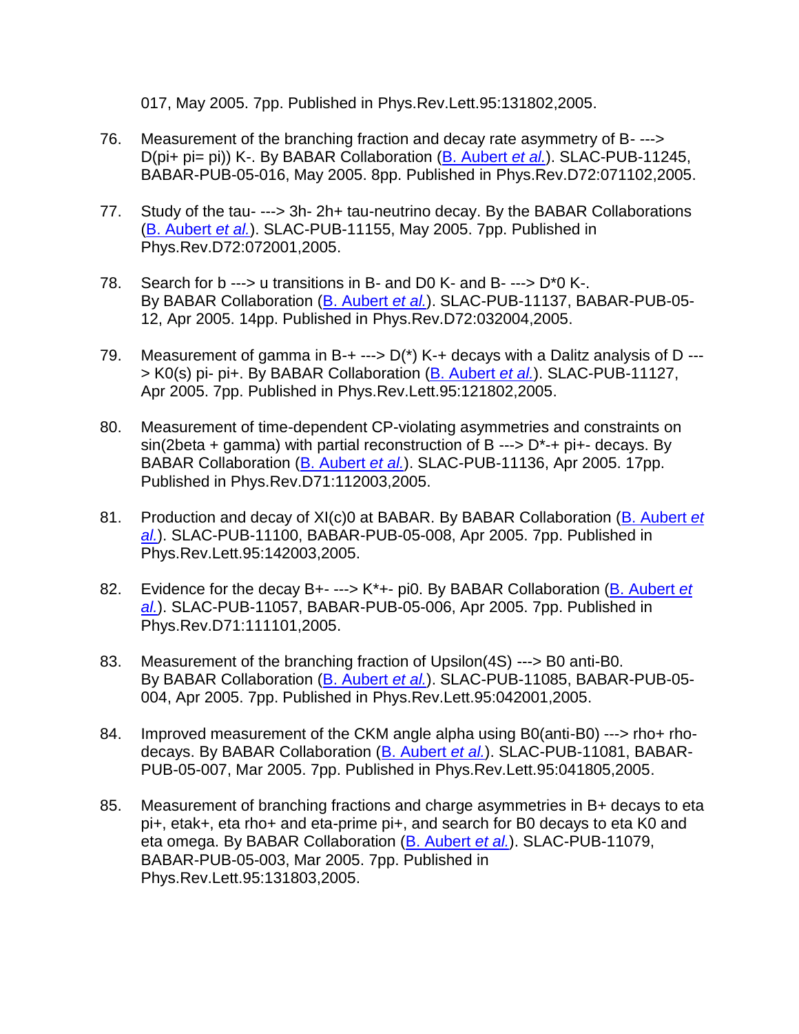017, May 2005. 7pp. Published in Phys.Rev.Lett.95:131802,2005.

76. Measurement of the branching fraction and decay rate asymmetry of B- ---> D(pi+ pi= pi)) K-. By BABAR Collaboration (B. Aubert *et al.*). SLAC-PUB-11245, BABAR-PUB-05-016, May 2005. 8pp. Published in Phys.Rev.D72:071102,2005.

77. Study of the tau- ---> 3h- 2h+ tau-neutrino decay. By the BABAR Collaborations (B. Aubert *et al.*). SLAC-PUB-11155, May 2005. 7pp. Published in Phys.Rev.D72:072001,2005.

78. Search for b ---> u transitions in B- and D0 K- and B- ---> D*0 K-. By BABAR Collaboration (B. Aubert *et al.*). SLAC-PUB-11137, BABAR-PUB-05-12, Apr 2005. 14pp. Published in Phys.Rev.D72:032004,2005.

79. Measurement of gamma in B-+ ---> D(*) K-+ decays with a Dalitz analysis of D ---> K0(s) pi- pi+. By BABAR Collaboration (B. Aubert *et al.*). SLAC-PUB-11127, Apr 2005. 7pp. Published in Phys.Rev.Lett.95:121802,2005.

80. Measurement of time-dependent CP-violating asymmetries and constraints on sin(2beta + gamma) with partial reconstruction of B ---> D*-+ pi+- decays. By BABAR Collaboration (B. Aubert *et al.*). SLAC-PUB-11136, Apr 2005. 17pp. Published in Phys.Rev.D71:112003,2005.

81. Production and decay of XI(c)0 at BABAR. By BABAR Collaboration (B. Aubert *et al.*). SLAC-PUB-11100, BABAR-PUB-05-008, Apr 2005. 7pp. Published in Phys.Rev.Lett.95:142003,2005.

82. Evidence for the decay B+- ---> K*+- pi0. By BABAR Collaboration (B. Aubert *et al.*). SLAC-PUB-11057, BABAR-PUB-05-006, Apr 2005. 7pp. Published in Phys.Rev.D71:111101,2005.

83. Measurement of the branching fraction of Upsilon(4S) ---> B0 anti-B0. By BABAR Collaboration (B. Aubert *et al.*). SLAC-PUB-11085, BABAR-PUB-05-004, Apr 2005. 7pp. Published in Phys.Rev.Lett.95:042001,2005.

84. Improved measurement of the CKM angle alpha using B0(anti-B0) ---> rho+ rho- decays. By BABAR Collaboration (B. Aubert *et al.*). SLAC-PUB-11081, BABAR-PUB-05-007, Mar 2005. 7pp. Published in Phys.Rev.Lett.95:041805,2005.

85. Measurement of branching fractions and charge asymmetries in B+ decays to eta pi+, etak+, eta rho+ and eta-prime pi+, and search for B0 decays to eta K0 and eta omega. By BABAR Collaboration (B. Aubert *et al.*). SLAC-PUB-11079, BABAR-PUB-05-003, Mar 2005. 7pp. Published in Phys.Rev.Lett.95:131803,2005.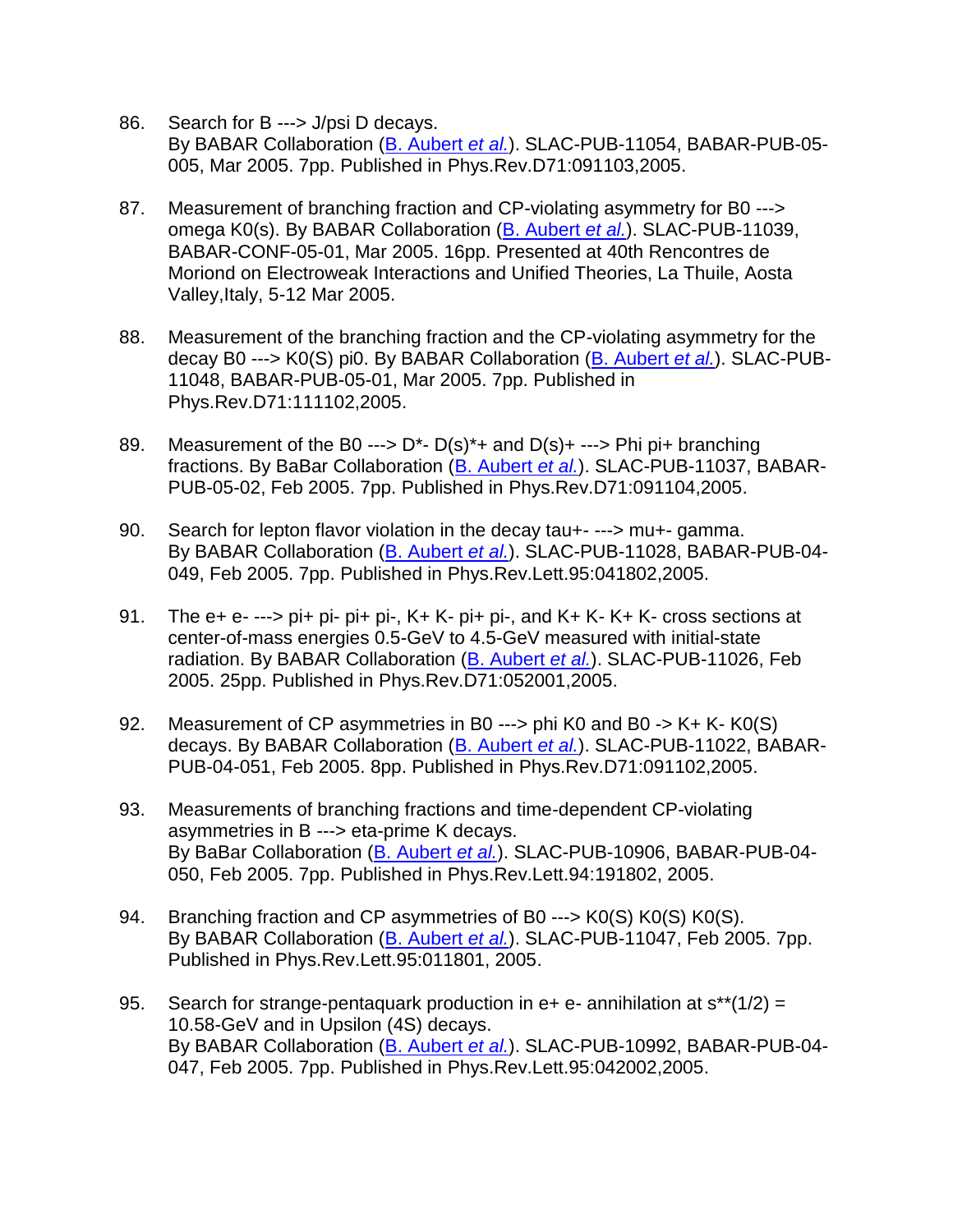86. Search for B ---> J/psi D decays.
By BABAR Collaboration (B. Aubert *et al.*). SLAC-PUB-11054, BABAR-PUB-05-005, Mar 2005. 7pp. Published in Phys.Rev.D71:091103,2005.

87. Measurement of branching fraction and CP-violating asymmetry for B0 ---> omega K0(s). By BABAR Collaboration (B. Aubert *et al.*). SLAC-PUB-11039, BABAR-CONF-05-01, Mar 2005. 16pp. Presented at 40th Rencontres de Moriond on Electroweak Interactions and Unified Theories, La Thuile, Aosta Valley,Italy, 5-12 Mar 2005.

88. Measurement of the branching fraction and the CP-violating asymmetry for the decay B0 ---> K0(S) pi0. By BABAR Collaboration (B. Aubert *et al.*). SLAC-PUB-11048, BABAR-PUB-05-01, Mar 2005. 7pp. Published in Phys.Rev.D71:111102,2005.

89. Measurement of the B0 ---> D*- D(s)*+ and D(s)+ ---> Phi pi+ branching fractions. By BaBar Collaboration (B. Aubert *et al.*). SLAC-PUB-11037, BABAR-PUB-05-02, Feb 2005. 7pp. Published in Phys.Rev.D71:091104,2005.

90. Search for lepton flavor violation in the decay tau+- ---> mu+- gamma.
By BABAR Collaboration (B. Aubert *et al.*). SLAC-PUB-11028, BABAR-PUB-04-049, Feb 2005. 7pp. Published in Phys.Rev.Lett.95:041802,2005.

91. The e+ e- ---> pi+ pi- pi+ pi-, K+ K- pi+ pi-, and K+ K- K+ K- cross sections at center-of-mass energies 0.5-GeV to 4.5-GeV measured with initial-state radiation. By BABAR Collaboration (B. Aubert *et al.*). SLAC-PUB-11026, Feb 2005. 25pp. Published in Phys.Rev.D71:052001,2005.

92. Measurement of CP asymmetries in B0 ---> phi K0 and B0 -> K+ K- K0(S) decays. By BABAR Collaboration (B. Aubert *et al.*). SLAC-PUB-11022, BABAR-PUB-04-051, Feb 2005. 8pp. Published in Phys.Rev.D71:091102,2005.

93. Measurements of branching fractions and time-dependent CP-violating asymmetries in B ---> eta-prime K decays.
By BaBar Collaboration (B. Aubert *et al.*). SLAC-PUB-10906, BABAR-PUB-04-050, Feb 2005. 7pp. Published in Phys.Rev.Lett.94:191802, 2005.

94. Branching fraction and CP asymmetries of B0 ---> K0(S) K0(S) K0(S).
By BABAR Collaboration (B. Aubert *et al.*). SLAC-PUB-11047, Feb 2005. 7pp. Published in Phys.Rev.Lett.95:011801, 2005.

95. Search for strange-pentaquark production in e+ e- annihilation at s**(1/2) = 10.58-GeV and in Upsilon (4S) decays.
By BABAR Collaboration (B. Aubert *et al.*). SLAC-PUB-10992, BABAR-PUB-04-047, Feb 2005. 7pp. Published in Phys.Rev.Lett.95:042002,2005.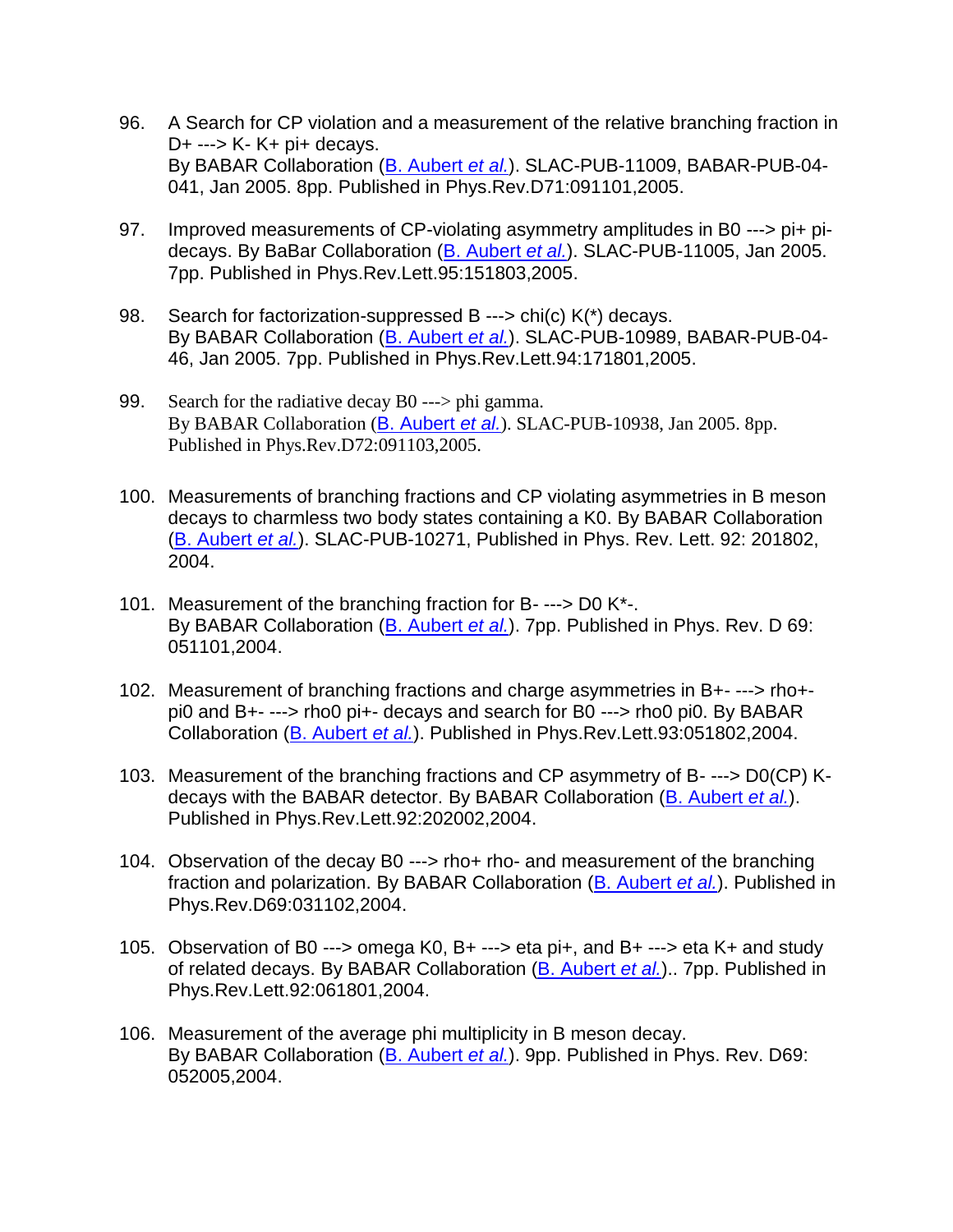96. A Search for CP violation and a measurement of the relative branching fraction in D+ ---> K- K+ pi+ decays.
By BABAR Collaboration (B. Aubert *et al.*). SLAC-PUB-11009, BABAR-PUB-04-041, Jan 2005. 8pp. Published in Phys.Rev.D71:091101,2005.

97. Improved measurements of CP-violating asymmetry amplitudes in B0 ---> pi+ pi- decays. By BaBar Collaboration (B. Aubert *et al.*). SLAC-PUB-11005, Jan 2005. 7pp. Published in Phys.Rev.Lett.95:151803,2005.

98. Search for factorization-suppressed B ---> chi(c) K(*) decays.
By BABAR Collaboration (B. Aubert *et al.*). SLAC-PUB-10989, BABAR-PUB-04-46, Jan 2005. 7pp. Published in Phys.Rev.Lett.94:171801,2005.

99. Search for the radiative decay B0 ---> phi gamma.
By BABAR Collaboration (B. Aubert *et al.*). SLAC-PUB-10938, Jan 2005. 8pp. Published in Phys.Rev.D72:091103,2005.

100. Measurements of branching fractions and CP violating asymmetries in B meson decays to charmless two body states containing a K0. By BABAR Collaboration (B. Aubert *et al.*). SLAC-PUB-10271, Published in Phys. Rev. Lett. 92: 201802, 2004.

101. Measurement of the branching fraction for B- ---> D0 K*-.
By BABAR Collaboration (B. Aubert *et al.*). 7pp. Published in Phys. Rev. D 69: 051101,2004.

102. Measurement of branching fractions and charge asymmetries in B+- ---> rho+- pi0 and B+- ---> rho0 pi+- decays and search for B0 ---> rho0 pi0. By BABAR Collaboration (B. Aubert *et al.*). Published in Phys.Rev.Lett.93:051802,2004.

103. Measurement of the branching fractions and CP asymmetry of B- ---> D0(CP) K- decays with the BABAR detector. By BABAR Collaboration (B. Aubert *et al.*). Published in Phys.Rev.Lett.92:202002,2004.

104. Observation of the decay B0 ---> rho+ rho- and measurement of the branching fraction and polarization. By BABAR Collaboration (B. Aubert *et al.*). Published in Phys.Rev.D69:031102,2004.

105. Observation of B0 ---> omega K0, B+ ---> eta pi+, and B+ ---> eta K+ and study of related decays. By BABAR Collaboration (B. Aubert *et al.*).. 7pp. Published in Phys.Rev.Lett.92:061801,2004.

106. Measurement of the average phi multiplicity in B meson decay.
By BABAR Collaboration (B. Aubert *et al.*). 9pp. Published in Phys. Rev. D69: 052005,2004.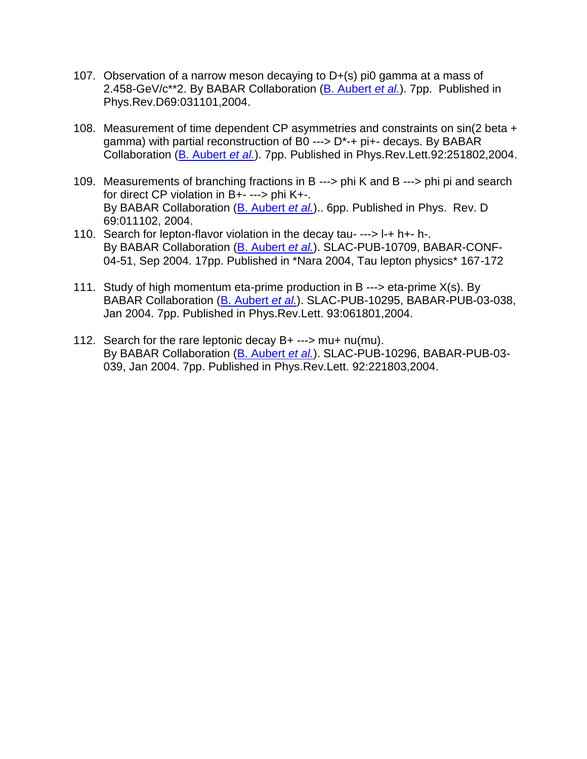107. Observation of a narrow meson decaying to D+(s) pi0 gamma at a mass of 2.458-GeV/c**2. By BABAR Collaboration ([B. Aubert *et al.*](#)). 7pp. Published in Phys.Rev.D69:031101,2004.

108. Measurement of time dependent CP asymmetries and constraints on sin(2 beta + gamma) with partial reconstruction of B0 ---> D*-+ pi+- decays. By BABAR Collaboration ([B. Aubert *et al.*](#)). 7pp. Published in Phys.Rev.Lett.92:251802,2004.

109. Measurements of branching fractions in B ---> phi K and B ---> phi pi and search for direct CP violation in B+- ---> phi K+-.  
By BABAR Collaboration ([B. Aubert *et al.*](#)).. 6pp. Published in Phys. Rev. D 69:011102, 2004.

110. Search for lepton-flavor violation in the decay tau- ---> l-+ h+- h-.  
By BABAR Collaboration ([B. Aubert *et al.*](#)). SLAC-PUB-10709, BABAR-CONF-04-51, Sep 2004. 17pp. Published in *Nara 2004, Tau lepton physics* 167-172

111. Study of high momentum eta-prime production in B ---> eta-prime X(s). By BABAR Collaboration ([B. Aubert *et al.*](#)). SLAC-PUB-10295, BABAR-PUB-03-038, Jan 2004. 7pp. Published in Phys.Rev.Lett. 93:061801,2004.

112. Search for the rare leptonic decay B+ ---> mu+ nu(mu).  
By BABAR Collaboration ([B. Aubert *et al.*](#)). SLAC-PUB-10296, BABAR-PUB-03-039, Jan 2004. 7pp. Published in Phys.Rev.Lett. 92:221803,2004.